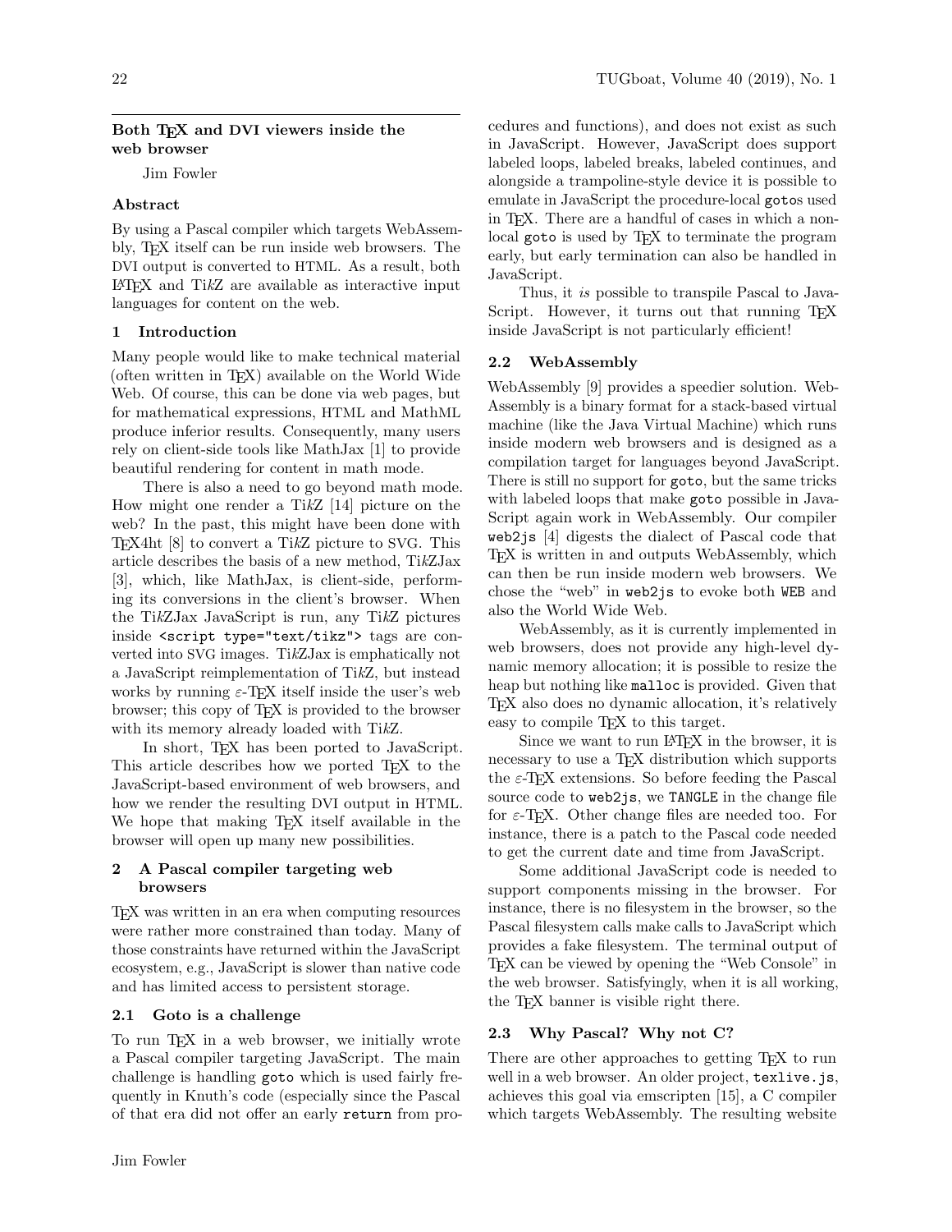## Both TeX and DVI viewers inside the web browser

Jim Fowler

### Abstract

By using a Pascal compiler which targets WebAssembly, TeX itself can be run inside web browsers. The DVI output is converted to HTML. As a result, both LaTeX and Ti*k*Z are available as interactive input languages for content on the web.

### 1 Introduction

Many people would like to make technical material (often written in TeX) available on the World Wide Web. Of course, this can be done via web pages, but for mathematical expressions, HTML and MathML produce inferior results. Consequently, many users rely on client-side tools like MathJax [1] to provide beautiful rendering for content in math mode.

There is also a need to go beyond math mode. How might one render a Ti*k*Z [14] picture on the web? In the past, this might have been done with TeX4ht [8] to convert a Ti*k*Z picture to SVG. This article describes the basis of a new method, Ti*k*ZJax [3], which, like MathJax, is client-side, performing its conversions in the client's browser. When the Ti*k*ZJax JavaScript is run, any Ti*k*Z pictures inside `<script type="text/tikz">` tags are converted into SVG images. Ti*k*ZJax is emphatically not a JavaScript reimplementation of Ti*k*Z, but instead works by running $\varepsilon$-TeX itself inside the user's web browser; this copy of TeX is provided to the browser with its memory already loaded with Ti*k*Z.

In short, TeX has been ported to JavaScript. This article describes how we ported TeX to the JavaScript-based environment of web browsers, and how we render the resulting DVI output in HTML. We hope that making TeX itself available in the browser will open up many new possibilities.

### 2 A Pascal compiler targeting web browsers

TeX was written in an era when computing resources were rather more constrained than today. Many of those constraints have returned within the JavaScript ecosystem, e.g., JavaScript is slower than native code and has limited access to persistent storage.

#### 2.1 Goto is a challenge

To run TeX in a web browser, we initially wrote a Pascal compiler targeting JavaScript. The main challenge is handling `goto` which is used fairly frequently in Knuth's code (especially since the Pascal of that era did not offer an early `return` from procedures and functions), and does not exist as such in JavaScript. However, JavaScript does support labeled loops, labeled breaks, labeled continues, and alongside a trampoline-style device it is possible to emulate in JavaScript the procedure-local `goto`s used in TeX. There are a handful of cases in which a non-local `goto` is used by TeX to terminate the program early, but early termination can also be handled in JavaScript.

Thus, it *is* possible to transpile Pascal to JavaScript. However, it turns out that running TeX inside JavaScript is not particularly efficient!

#### 2.2 WebAssembly

WebAssembly [9] provides a speedier solution. WebAssembly is a binary format for a stack-based virtual machine (like the Java Virtual Machine) which runs inside modern web browsers and is designed as a compilation target for languages beyond JavaScript. There is still no support for `goto`, but the same tricks with labeled loops that make `goto` possible in JavaScript again work in WebAssembly. Our compiler `web2js` [4] digests the dialect of Pascal code that TeX is written in and outputs WebAssembly, which can then be run inside modern web browsers. We chose the "web" in `web2js` to evoke both `WEB` and also the World Wide Web.

WebAssembly, as it is currently implemented in web browsers, does not provide any high-level dynamic memory allocation; it is possible to resize the heap but nothing like `malloc` is provided. Given that TeX also does no dynamic allocation, it's relatively easy to compile TeX to this target.

Since we want to run LaTeX in the browser, it is necessary to use a TeX distribution which supports the $\varepsilon$-TeX extensions. So before feeding the Pascal source code to `web2js`, we `TANGLE` in the change file for $\varepsilon$-TeX. Other change files are needed too. For instance, there is a patch to the Pascal code needed to get the current date and time from JavaScript.

Some additional JavaScript code is needed to support components missing in the browser. For instance, there is no filesystem in the browser, so the Pascal filesystem calls make calls to JavaScript which provides a fake filesystem. The terminal output of TeX can be viewed by opening the "Web Console" in the web browser. Satisfyingly, when it is all working, the TeX banner is visible right there.

#### 2.3 Why Pascal? Why not C?

There are other approaches to getting TeX to run well in a web browser. An older project, `texlive.js`, achieves this goal via emscripten [15], a C compiler which targets WebAssembly. The resulting website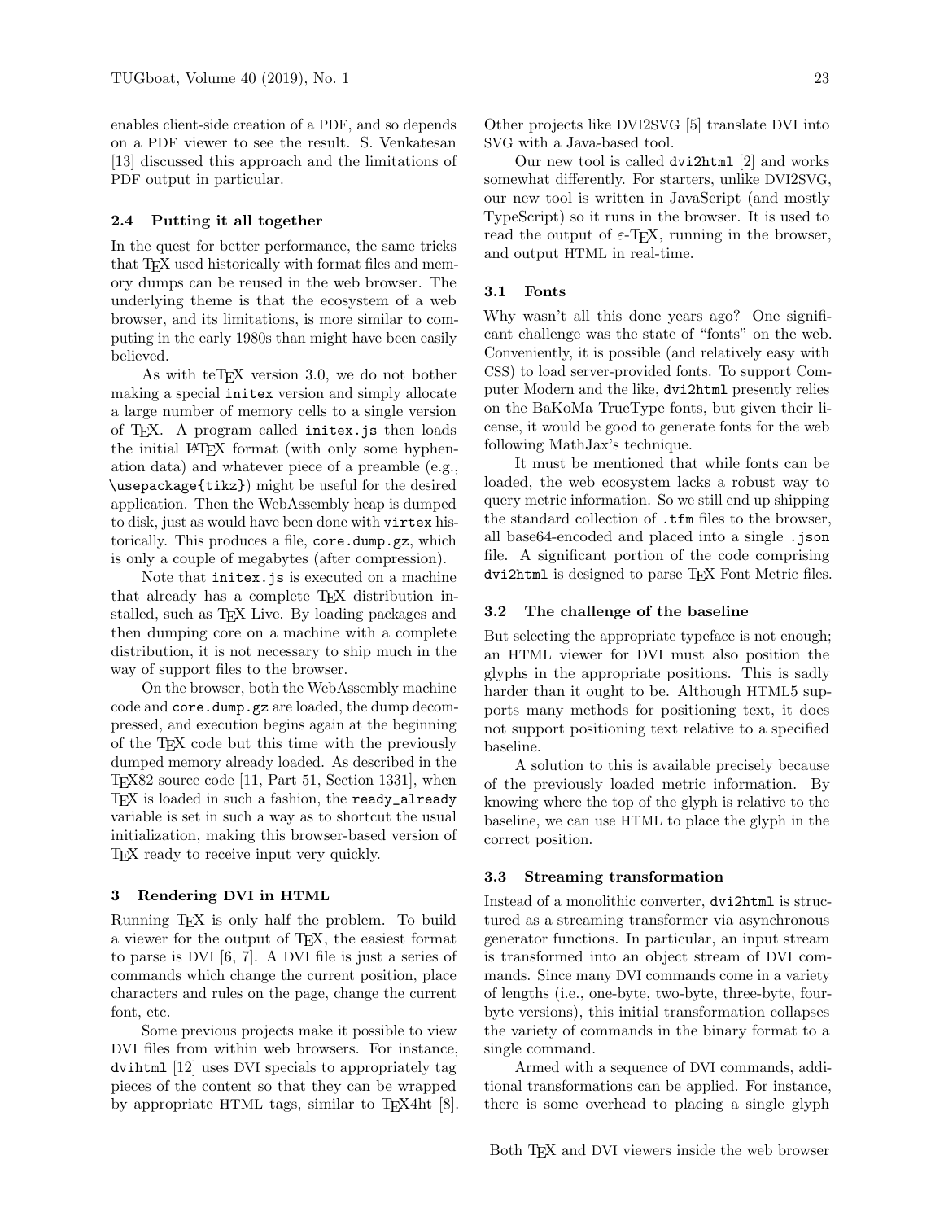enables client-side creation of a PDF, and so depends on a PDF viewer to see the result. S. Venkatesan [13] discussed this approach and the limitations of PDF output in particular.

### 2.4 Putting it all together

In the quest for better performance, the same tricks that TeX used historically with format files and memory dumps can be reused in the web browser. The underlying theme is that the ecosystem of a web browser, and its limitations, is more similar to computing in the early 1980s than might have been easily believed.

As with teTeX version 3.0, we do not bother making a special `initex` version and simply allocate a large number of memory cells to a single version of TeX. A program called `initex.js` then loads the initial LaTeX format (with only some hyphenation data) and whatever piece of a preamble (e.g., `\usepackage{tikz}`) might be useful for the desired application. Then the WebAssembly heap is dumped to disk, just as would have been done with `virtex` historically. This produces a file, `core.dump.gz`, which is only a couple of megabytes (after compression).

Note that `initex.js` is executed on a machine that already has a complete TeX distribution installed, such as TeX Live. By loading packages and then dumping core on a machine with a complete distribution, it is not necessary to ship much in the way of support files to the browser.

On the browser, both the WebAssembly machine code and `core.dump.gz` are loaded, the dump decompressed, and execution begins again at the beginning of the TeX code but this time with the previously dumped memory already loaded. As described in the TeX82 source code [11, Part 51, Section 1331], when TeX is loaded in such a fashion, the `ready_already` variable is set in such a way as to shortcut the usual initialization, making this browser-based version of TeX ready to receive input very quickly.

## 3 Rendering DVI in HTML

Running TeX is only half the problem. To build a viewer for the output of TeX, the easiest format to parse is DVI [6, 7]. A DVI file is just a series of commands which change the current position, place characters and rules on the page, change the current font, etc.

Some previous projects make it possible to view DVI files from within web browsers. For instance, `dvihtml` [12] uses DVI specials to appropriately tag pieces of the content so that they can be wrapped by appropriate HTML tags, similar to TeX4ht [8]. Other projects like DVI2SVG [5] translate DVI into SVG with a Java-based tool.

Our new tool is called `dvi2html` [2] and works somewhat differently. For starters, unlike DVI2SVG, our new tool is written in JavaScript (and mostly TypeScript) so it runs in the browser. It is used to read the output of $\varepsilon$-TeX, running in the browser, and output HTML in real-time.

### 3.1 Fonts

Why wasn't all this done years ago? One significant challenge was the state of "fonts" on the web. Conveniently, it is possible (and relatively easy with CSS) to load server-provided fonts. To support Computer Modern and the like, `dvi2html` presently relies on the BaKoMa TrueType fonts, but given their license, it would be good to generate fonts for the web following MathJax's technique.

It must be mentioned that while fonts can be loaded, the web ecosystem lacks a robust way to query metric information. So we still end up shipping the standard collection of `.tfm` files to the browser, all base64-encoded and placed into a single `.json` file. A significant portion of the code comprising `dvi2html` is designed to parse TeX Font Metric files.

### 3.2 The challenge of the baseline

But selecting the appropriate typeface is not enough; an HTML viewer for DVI must also position the glyphs in the appropriate positions. This is sadly harder than it ought to be. Although HTML5 supports many methods for positioning text, it does not support positioning text relative to a specified baseline.

A solution to this is available precisely because of the previously loaded metric information. By knowing where the top of the glyph is relative to the baseline, we can use HTML to place the glyph in the correct position.

### 3.3 Streaming transformation

Instead of a monolithic converter, `dvi2html` is structured as a streaming transformer via asynchronous generator functions. In particular, an input stream is transformed into an object stream of DVI commands. Since many DVI commands come in a variety of lengths (i.e., one-byte, two-byte, three-byte, four-byte versions), this initial transformation collapses the variety of commands in the binary format to a single command.

Armed with a sequence of DVI commands, additional transformations can be applied. For instance, there is some overhead to placing a single glyph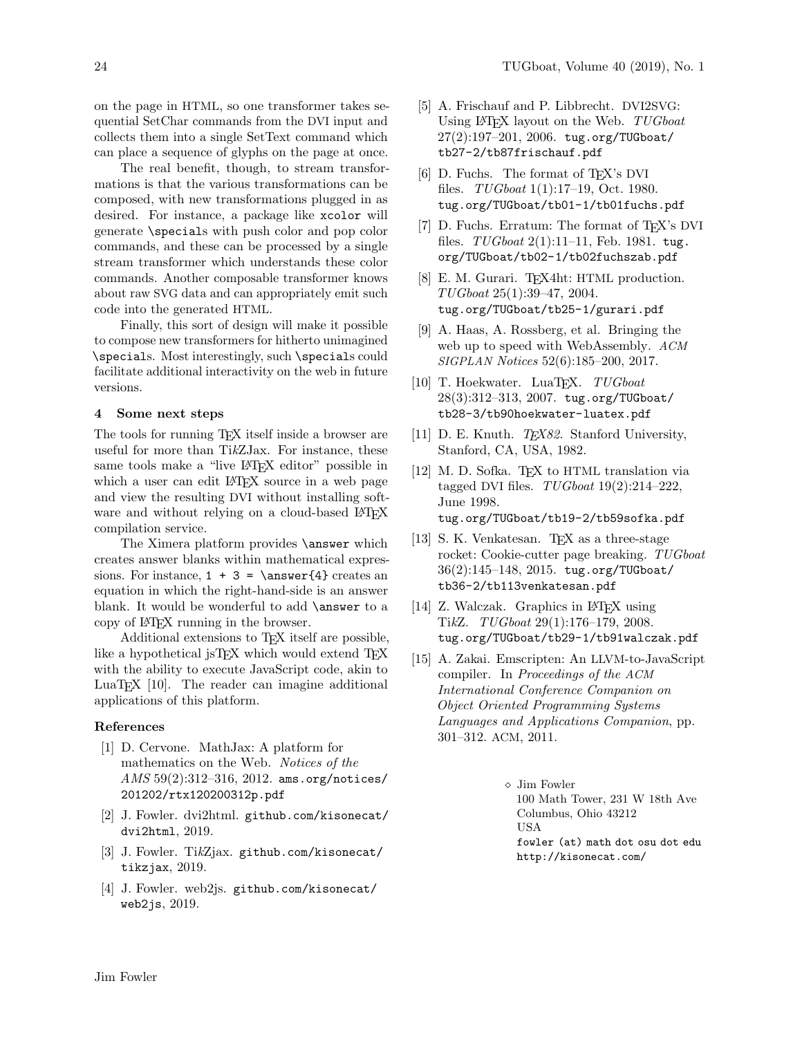on the page in HTML, so one transformer takes sequential SetChar commands from the DVI input and collects them into a single SetText command which can place a sequence of glyphs on the page at once.

The real benefit, though, to stream transformations is that the various transformations can be composed, with new transformations plugged in as desired. For instance, a package like `xcolor` will generate `\special`s with push color and pop color commands, and these can be processed by a single stream transformer which understands these color commands. Another composable transformer knows about raw SVG data and can appropriately emit such code into the generated HTML.

Finally, this sort of design will make it possible to compose new transformers for hitherto unimagined `\special`s. Most interestingly, such `\special`s could facilitate additional interactivity on the web in future versions.

## 4 Some next steps

The tools for running TeX itself inside a browser are useful for more than Ti*k*ZJax. For instance, these same tools make a "live LaTeX editor" possible in which a user can edit LaTeX source in a web page and view the resulting DVI without installing software and without relying on a cloud-based LaTeX compilation service.

The Ximera platform provides `\answer` which creates answer blanks within mathematical expressions. For instance, `1 + 3 = \answer{4}` creates an equation in which the right-hand-side is an answer blank. It would be wonderful to add `\answer` to a copy of LaTeX running in the browser.

Additional extensions to TeX itself are possible, like a hypothetical jsTeX which would extend TeX with the ability to execute JavaScript code, akin to LuaTeX [10]. The reader can imagine additional applications of this platform.

### References

[1] D. Cervone. MathJax: A platform for mathematics on the Web. *Notices of the AMS* 59(2):312–316, 2012. `ams.org/notices/201202/rtx120200312p.pdf`

[2] J. Fowler. dvi2html. `github.com/kisonecat/dvi2html`, 2019.

[3] J. Fowler. Ti*k*Zjax. `github.com/kisonecat/tikzjax`, 2019.

[4] J. Fowler. web2js. `github.com/kisonecat/web2js`, 2019.

[5] A. Frischauf and P. Libbrecht. DVI2SVG: Using LaTeX layout on the Web. *TUGboat* 27(2):197–201, 2006. `tug.org/TUGboat/tb27-2/tb87frischauf.pdf`

[6] D. Fuchs. The format of TeX's DVI files. *TUGboat* 1(1):17–19, Oct. 1980. `tug.org/TUGboat/tb01-1/tb01fuchs.pdf`

[7] D. Fuchs. Erratum: The format of TeX's DVI files. *TUGboat* 2(1):11–11, Feb. 1981. `tug.org/TUGboat/tb02-1/tb02fuchszab.pdf`

[8] E. M. Gurari. TeX4ht: HTML production. *TUGboat* 25(1):39–47, 2004. `tug.org/TUGboat/tb25-1/gurari.pdf`

[9] A. Haas, A. Rossberg, et al. Bringing the web up to speed with WebAssembly. *ACM SIGPLAN Notices* 52(6):185–200, 2017.

[10] T. Hoekwater. LuaTeX. *TUGboat* 28(3):312–313, 2007. `tug.org/TUGboat/tb28-3/tb90hoekwater-luatex.pdf`

[11] D. E. Knuth. *TeX82*. Stanford University, Stanford, CA, USA, 1982.

[12] M. D. Sofka. TeX to HTML translation via tagged DVI files. *TUGboat* 19(2):214–222, June 1998. `tug.org/TUGboat/tb19-2/tb59sofka.pdf`

[13] S. K. Venkatesan. TeX as a three-stage rocket: Cookie-cutter page breaking. *TUGboat* 36(2):145–148, 2015. `tug.org/TUGboat/tb36-2/tb113venkatesan.pdf`

[14] Z. Walczak. Graphics in LaTeX using Ti*k*Z. *TUGboat* 29(1):176–179, 2008. `tug.org/TUGboat/tb29-1/tb91walczak.pdf`

[15] A. Zakai. Emscripten: An LLVM-to-JavaScript compiler. In *Proceedings of the ACM International Conference Companion on Object Oriented Programming Systems Languages and Applications Companion*, pp. 301–312. ACM, 2011.

◇ Jim Fowler
100 Math Tower, 231 W 18th Ave
Columbus, Ohio 43212
USA
`fowler (at) math dot osu dot edu`
`http://kisonecat.com/`